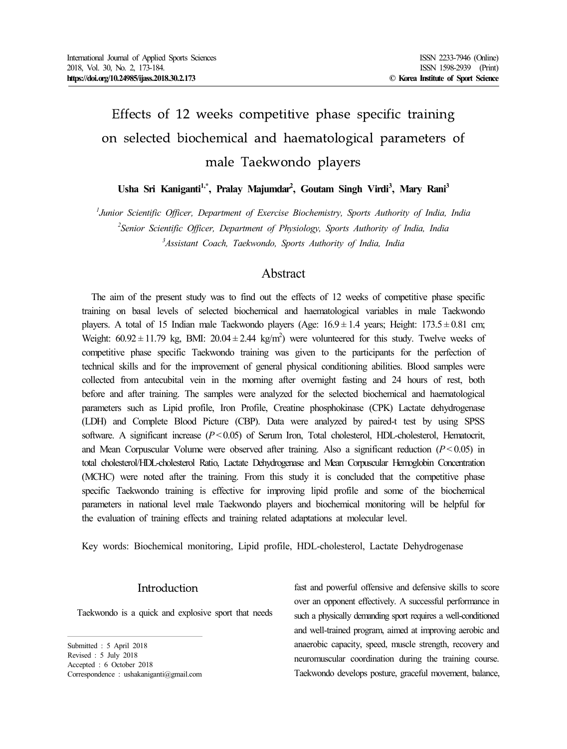# Effects of 12 weeks competitive phase specific training on selected biochemical and haematological parameters of male Taekwondo players

**Usha Sri Kaniganti[1,*], Pralay Majumdar[2], Goutam Singh Virdi[3], Mary Rani[3]**

[1]*Junior Scientific Officer, Department of Exercise Biochemistry, Sports Authority of India, India*

[2]*Senior Scientific Officer, Department of Physiology, Sports Authority of India, India*

[3]*Assistant Coach, Taekwondo, Sports Authority of India, India*

## Abstract

The aim of the present study was to find out the effects of 12 weeks of competitive phase specific training on basal levels of selected biochemical and haematological variables in male Taekwondo players. A total of 15 Indian male Taekwondo players (Age: $16.9 \pm 1.4$ years; Height: $173.5 \pm 0.81$ cm; Weight: $60.92 \pm 11.79$ kg, BMI: $20.04 \pm 2.44$ kg/m$^2$) were volunteered for this study. Twelve weeks of competitive phase specific Taekwondo training was given to the participants for the perfection of technical skills and for the improvement of general physical conditioning abilities. Blood samples were collected from antecubital vein in the morning after overnight fasting and 24 hours of rest, both before and after training. The samples were analyzed for the selected biochemical and haematological parameters such as Lipid profile, Iron Profile, Creatine phosphokinase (CPK) Lactate dehydrogenase (LDH) and Complete Blood Picture (CBP). Data were analyzed by paired-t test by using SPSS software. A significant increase ($P < 0.05$) of Serum Iron, Total cholesterol, HDL-cholesterol, Hematocrit, and Mean Corpuscular Volume were observed after training. Also a significant reduction ($P < 0.05$) in total cholesterol/HDL-cholesterol Ratio, Lactate Dehydrogenase and Mean Corpuscular Hemoglobin Concentration (MCHC) were noted after the training. From this study it is concluded that the competitive phase specific Taekwondo training is effective for improving lipid profile and some of the biochemical parameters in national level male Taekwondo players and biochemical monitoring will be helpful for the evaluation of training effects and training related adaptations at molecular level.

Key words: Biochemical monitoring, Lipid profile, HDL-cholesterol, Lactate Dehydrogenase

## Introduction

Taekwondo is a quick and explosive sport that needs fast and powerful offensive and defensive skills to score over an opponent effectively. A successful performance in such a physically demanding sport requires a well-conditioned and well-trained program, aimed at improving aerobic and anaerobic capacity, speed, muscle strength, recovery and neuromuscular coordination during the training course. Taekwondo develops posture, graceful movement, balance,

Submitted : 5 April 2018
Revised : 5 July 2018
Accepted : 6 October 2018
Correspondence : ushakaniganti@gmail.com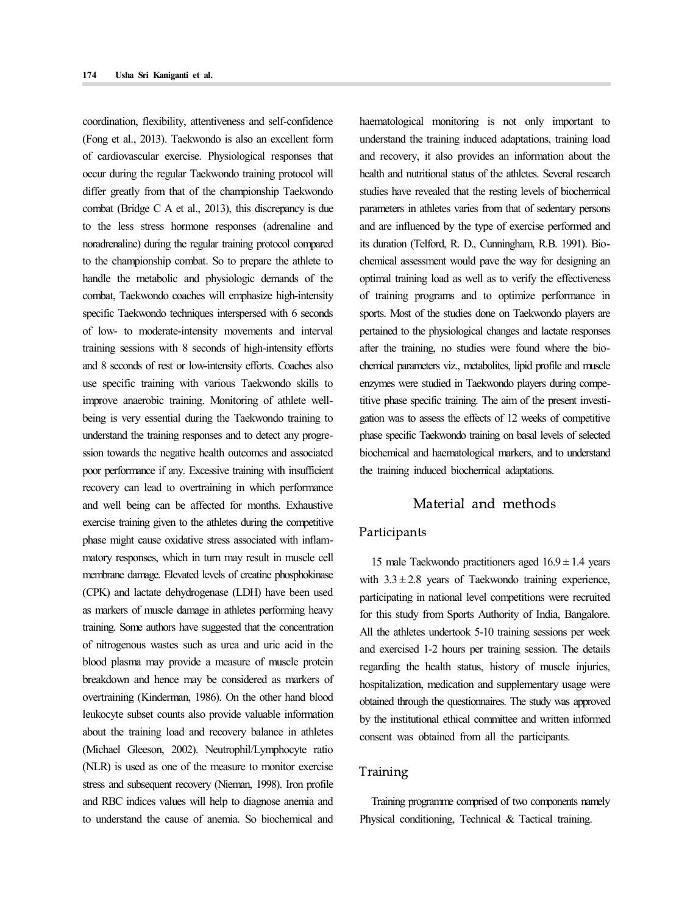coordination, flexibility, attentiveness and self-confidence (Fong et al., 2013). Taekwondo is also an excellent form of cardiovascular exercise. Physiological responses that occur during the regular Taekwondo training protocol will differ greatly from that of the championship Taekwondo combat (Bridge C A et al., 2013), this discrepancy is due to the less stress hormone responses (adrenaline and noradrenaline) during the regular training protocol compared to the championship combat. So to prepare the athlete to handle the metabolic and physiologic demands of the combat, Taekwondo coaches will emphasize high-intensity specific Taekwondo techniques interspersed with 6 seconds of low- to moderate-intensity movements and interval training sessions with 8 seconds of high-intensity efforts and 8 seconds of rest or low-intensity efforts. Coaches also use specific training with various Taekwondo skills to improve anaerobic training. Monitoring of athlete well-being is very essential during the Taekwondo training to understand the training responses and to detect any progression towards the negative health outcomes and associated poor performance if any. Excessive training with insufficient recovery can lead to overtraining in which performance and well being can be affected for months. Exhaustive exercise training given to the athletes during the competitive phase might cause oxidative stress associated with inflammatory responses, which in turn may result in muscle cell membrane damage. Elevated levels of creatine phosphokinase (CPK) and lactate dehydrogenase (LDH) have been used as markers of muscle damage in athletes performing heavy training. Some authors have suggested that the concentration of nitrogenous wastes such as urea and uric acid in the blood plasma may provide a measure of muscle protein breakdown and hence may be considered as markers of overtraining (Kinderman, 1986). On the other hand blood leukocyte subset counts also provide valuable information about the training load and recovery balance in athletes (Michael Gleeson, 2002). Neutrophil/Lymphocyte ratio (NLR) is used as one of the measure to monitor exercise stress and subsequent recovery (Nieman, 1998). Iron profile and RBC indices values will help to diagnose anemia and to understand the cause of anemia. So biochemical and haematological monitoring is not only important to understand the training induced adaptations, training load and recovery, it also provides an information about the health and nutritional status of the athletes. Several research studies have revealed that the resting levels of biochemical parameters in athletes varies from that of sedentary persons and are influenced by the type of exercise performed and its duration (Telford, R. D., Cunningham, R.B. 1991). Biochemical assessment would pave the way for designing an optimal training load as well as to verify the effectiveness of training programs and to optimize performance in sports. Most of the studies done on Taekwondo players are pertained to the physiological changes and lactate responses after the training, no studies were found where the biochemical parameters viz., metabolites, lipid profile and muscle enzymes were studied in Taekwondo players during competitive phase specific training. The aim of the present investigation was to assess the effects of 12 weeks of competitive phase specific Taekwondo training on basal levels of selected biochemical and haematological markers, and to understand the training induced biochemical adaptations.

## Material and methods

### Participants

15 male Taekwondo practitioners aged $16.9 \pm 1.4$ years with $3.3 \pm 2.8$ years of Taekwondo training experience, participating in national level competitions were recruited for this study from Sports Authority of India, Bangalore. All the athletes undertook 5-10 training sessions per week and exercised 1-2 hours per training session. The details regarding the health status, history of muscle injuries, hospitalization, medication and supplementary usage were obtained through the questionnaires. The study was approved by the institutional ethical committee and written informed consent was obtained from all the participants.

### Training

Training programme comprised of two components namely Physical conditioning, Technical & Tactical training.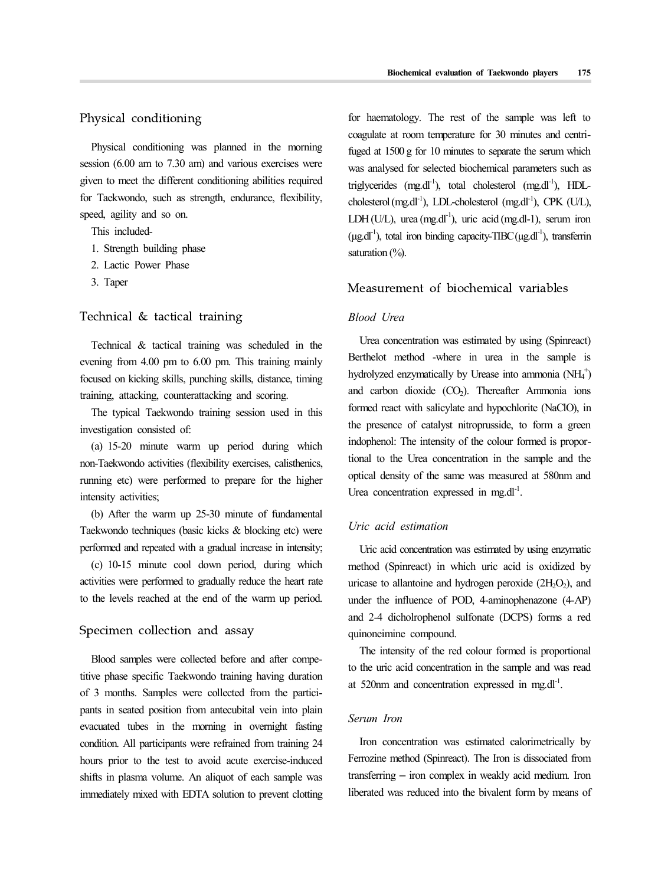## Physical conditioning

Physical conditioning was planned in the morning session (6.00 am to 7.30 am) and various exercises were given to meet the different conditioning abilities required for Taekwondo, such as strength, endurance, flexibility, speed, agility and so on.

This included-

1. Strength building phase
2. Lactic Power Phase
3. Taper

## Technical & tactical training

Technical & tactical training was scheduled in the evening from 4.00 pm to 6.00 pm. This training mainly focused on kicking skills, punching skills, distance, timing training, attacking, counterattacking and scoring.

The typical Taekwondo training session used in this investigation consisted of:

(a) 15-20 minute warm up period during which non-Taekwondo activities (flexibility exercises, calisthenics, running etc) were performed to prepare for the higher intensity activities;

(b) After the warm up 25-30 minute of fundamental Taekwondo techniques (basic kicks & blocking etc) were performed and repeated with a gradual increase in intensity;

(c) 10-15 minute cool down period, during which activities were performed to gradually reduce the heart rate to the levels reached at the end of the warm up period.

## Specimen collection and assay

Blood samples were collected before and after competitive phase specific Taekwondo training having duration of 3 months. Samples were collected from the participants in seated position from antecubital vein into plain evacuated tubes in the morning in overnight fasting condition. All participants were refrained from training 24 hours prior to the test to avoid acute exercise-induced shifts in plasma volume. An aliquot of each sample was immediately mixed with EDTA solution to prevent clotting for haematology. The rest of the sample was left to coagulate at room temperature for 30 minutes and centrifuged at 1500 g for 10 minutes to separate the serum which was analysed for selected biochemical parameters such as triglycerides ($mg.dl^{-1}$), total cholesterol ($mg.dl^{-1}$), HDL-cholesterol ($mg.dl^{-1}$), LDL-cholesterol ($mg.dl^{-1}$), CPK (U/L), LDH (U/L), urea ($mg.dl^{-1}$), uric acid (mg.dl-1), serum iron ($\mu g.dl^{-1}$), total iron binding capacity-TIBC ($\mu g.dl^{-1}$), transferrin saturation (%).

## Measurement of biochemical variables

### *Blood Urea*

Urea concentration was estimated by using (Spinreact) Berthelot method -where in urea in the sample is hydrolyzed enzymatically by Urease into ammonia ($NH_4^+$) and carbon dioxide ($CO_2$). Thereafter Ammonia ions formed react with salicylate and hypochlorite (NaClO), in the presence of catalyst nitroprusside, to form a green indophenol: The intensity of the colour formed is proportional to the Urea concentration in the sample and the optical density of the same was measured at 580nm and Urea concentration expressed in $mg.dl^{-1}$.

### *Uric acid estimation*

Uric acid concentration was estimated by using enzymatic method (Spinreact) in which uric acid is oxidized by uricase to allantoine and hydrogen peroxide ($2H_2O_2$), and under the influence of POD, 4-aminophenazone (4-AP) and 2-4 dicholrophenol sulfonate (DCPS) forms a red quinoneimine compound.

The intensity of the red colour formed is proportional to the uric acid concentration in the sample and was read at 520nm and concentration expressed in $mg.dl^{-1}$.

### *Serum Iron*

Iron concentration was estimated calorimetrically by Ferrozine method (Spinreact). The Iron is dissociated from transferring – iron complex in weakly acid medium. Iron liberated was reduced into the bivalent form by means of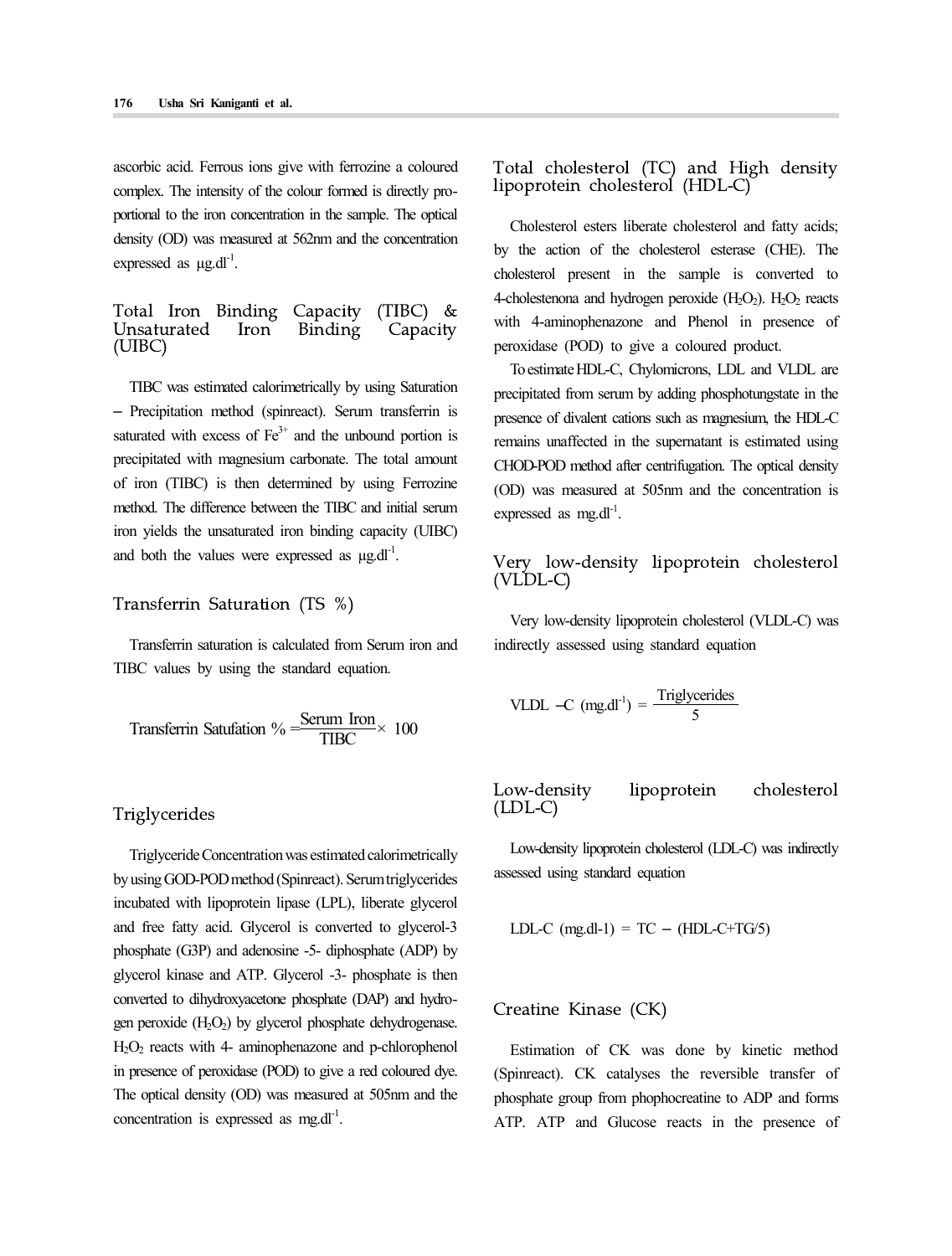ascorbic acid. Ferrous ions give with ferrozine a coloured complex. The intensity of the colour formed is directly proportional to the iron concentration in the sample. The optical density (OD) was measured at 562nm and the concentration expressed as $\mu g.dl^{-1}$.

## Total Iron Binding Capacity (TIBC) & Unsaturated Iron Binding Capacity (UIBC)

TIBC was estimated calorimetrically by using Saturation – Precipitation method (spinreact). Serum transferrin is saturated with excess of $Fe^{3+}$ and the unbound portion is precipitated with magnesium carbonate. The total amount of iron (TIBC) is then determined by using Ferrozine method. The difference between the TIBC and initial serum iron yields the unsaturated iron binding capacity (UIBC) and both the values were expressed as $\mu g.dl^{-1}$.

## Transferrin Saturation (TS %)

Transferrin saturation is calculated from Serum iron and TIBC values by using the standard equation.

$$\text{Transferrin Satufation \%} = \frac{\text{Serum Iron}}{\text{TIBC}} \times 100$$

## Triglycerides

Triglyceride Concentration was estimated calorimetrically by using GOD-POD method (Spinreact). Serum triglycerides incubated with lipoprotein lipase (LPL), liberate glycerol and free fatty acid. Glycerol is converted to glycerol-3 phosphate (G3P) and adenosine -5- diphosphate (ADP) by glycerol kinase and ATP. Glycerol -3- phosphate is then converted to dihydroxyacetone phosphate (DAP) and hydrogen peroxide ($H_2O_2$) by glycerol phosphate dehydrogenase. $H_2O_2$ reacts with 4- aminophenazone and p-chlorophenol in presence of peroxidase (POD) to give a red coloured dye. The optical density (OD) was measured at 505nm and the concentration is expressed as $mg.dl^{-1}$.

## Total cholesterol (TC) and High density lipoprotein cholesterol (HDL-C)

Cholesterol esters liberate cholesterol and fatty acids; by the action of the cholesterol esterase (CHE). The cholesterol present in the sample is converted to 4-cholestenona and hydrogen peroxide ($H_2O_2$). $H_2O_2$ reacts with 4-aminophenazone and Phenol in presence of peroxidase (POD) to give a coloured product.

To estimate HDL-C, Chylomicrons, LDL and VLDL are precipitated from serum by adding phosphotungstate in the presence of divalent cations such as magnesium, the HDL-C remains unaffected in the supernatant is estimated using CHOD-POD method after centrifugation. The optical density (OD) was measured at 505nm and the concentration is expressed as $mg.dl^{-1}$.

## Very low-density lipoprotein cholesterol (VLDL-C)

Very low-density lipoprotein cholesterol (VLDL-C) was indirectly assessed using standard equation

$$\text{VLDL –C } (mg.dl^{-1}) = \frac{\text{Triglycerides}}{5}$$

## Low-density lipoprotein cholesterol (LDL-C)

Low-density lipoprotein cholesterol (LDL-C) was indirectly assessed using standard equation

$$\text{LDL-C (mg.dl-1)} = \text{TC} - (\text{HDL-C} + \text{TG}/5)$$

## Creatine Kinase (CK)

Estimation of CK was done by kinetic method (Spinreact). CK catalyses the reversible transfer of phosphate group from phophocreatine to ADP and forms ATP. ATP and Glucose reacts in the presence of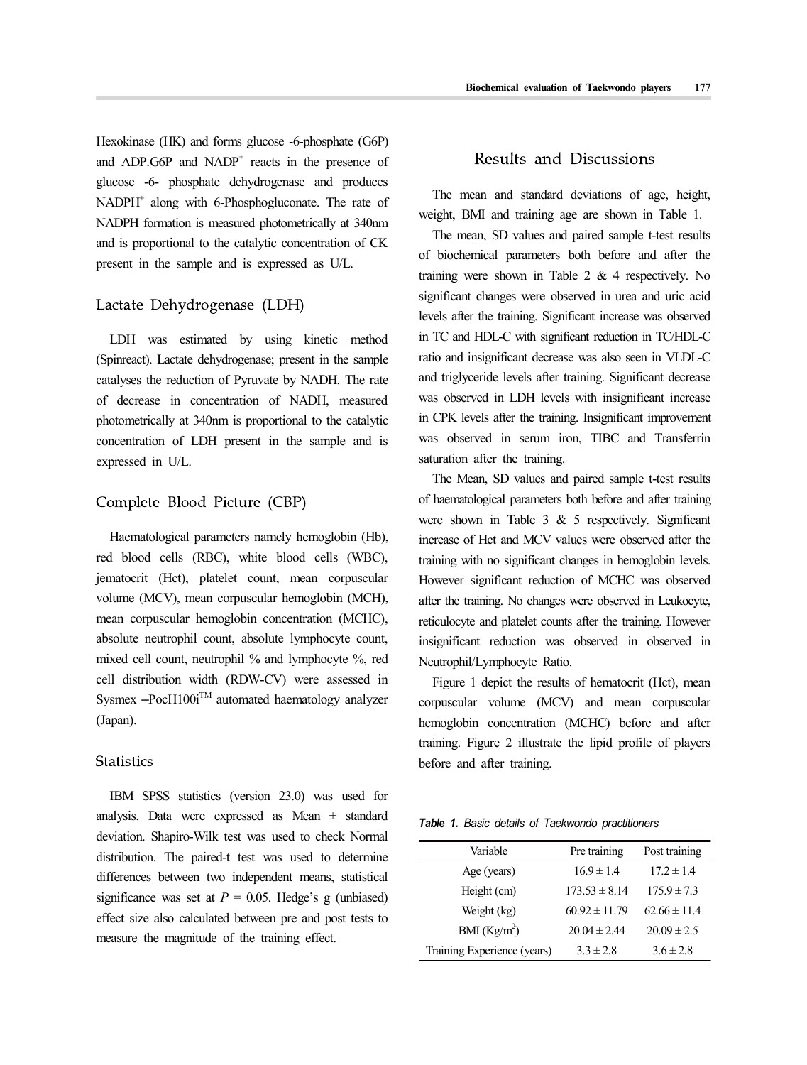Hexokinase (HK) and forms glucose -6-phosphate (G6P) and ADP.G6P and $NADP^+$ reacts in the presence of glucose -6- phosphate dehydrogenase and produces $NADPH^+$ along with 6-Phosphogluconate. The rate of NADPH formation is measured photometrically at 340nm and is proportional to the catalytic concentration of CK present in the sample and is expressed as U/L.

## Lactate Dehydrogenase (LDH)

LDH was estimated by using kinetic method (Spinreact). Lactate dehydrogenase; present in the sample catalyses the reduction of Pyruvate by NADH. The rate of decrease in concentration of NADH, measured photometrically at 340nm is proportional to the catalytic concentration of LDH present in the sample and is expressed in U/L.

## Complete Blood Picture (CBP)

Haematological parameters namely hemoglobin (Hb), red blood cells (RBC), white blood cells (WBC), jematocrit (Hct), platelet count, mean corpuscular volume (MCV), mean corpuscular hemoglobin (MCH), mean corpuscular hemoglobin concentration (MCHC), absolute neutrophil count, absolute lymphocyte count, mixed cell count, neutrophil % and lymphocyte %, red cell distribution width (RDW-CV) were assessed in Sysmex –PocH100i™ automated haematology analyzer (Japan).

## Statistics

IBM SPSS statistics (version 23.0) was used for analysis. Data were expressed as Mean ± standard deviation. Shapiro-Wilk test was used to check Normal distribution. The paired-t test was used to determine differences between two independent means, statistical significance was set at $P$ = 0.05. Hedge's g (unbiased) effect size also calculated between pre and post tests to measure the magnitude of the training effect.

# Results and Discussions

The mean and standard deviations of age, height, weight, BMI and training age are shown in Table 1.

The mean, SD values and paired sample t-test results of biochemical parameters both before and after the training were shown in Table 2 & 4 respectively. No significant changes were observed in urea and uric acid levels after the training. Significant increase was observed in TC and HDL-C with significant reduction in TC/HDL-C ratio and insignificant decrease was also seen in VLDL-C and triglyceride levels after training. Significant decrease was observed in LDH levels with insignificant increase in CPK levels after the training. Insignificant improvement was observed in serum iron, TIBC and Transferrin saturation after the training.

The Mean, SD values and paired sample t-test results of haematological parameters both before and after training were shown in Table 3 & 5 respectively. Significant increase of Hct and MCV values were observed after the training with no significant changes in hemoglobin levels. However significant reduction of MCHC was observed after the training. No changes were observed in Leukocyte, reticulocyte and platelet counts after the training. However insignificant reduction was observed in observed in Neutrophil/Lymphocyte Ratio.

Figure 1 depict the results of hematocrit (Hct), mean corpuscular volume (MCV) and mean corpuscular hemoglobin concentration (MCHC) before and after training. Figure 2 illustrate the lipid profile of players before and after training.

***Table 1.*** *Basic details of Taekwondo practitioners*

| Variable | Pre training | Post training |
|---|---|---|
| Age (years) | 16.9 ± 1.4 | 17.2 ± 1.4 |
| Height (cm) | 173.53 ± 8.14 | 175.9 ± 7.3 |
| Weight (kg) | 60.92 ± 11.79 | 62.66 ± 11.4 |
| BMI (Kg/m$^2$) | 20.04 ± 2.44 | 20.09 ± 2.5 |
| Training Experience (years) | 3.3 ± 2.8 | 3.6 ± 2.8 |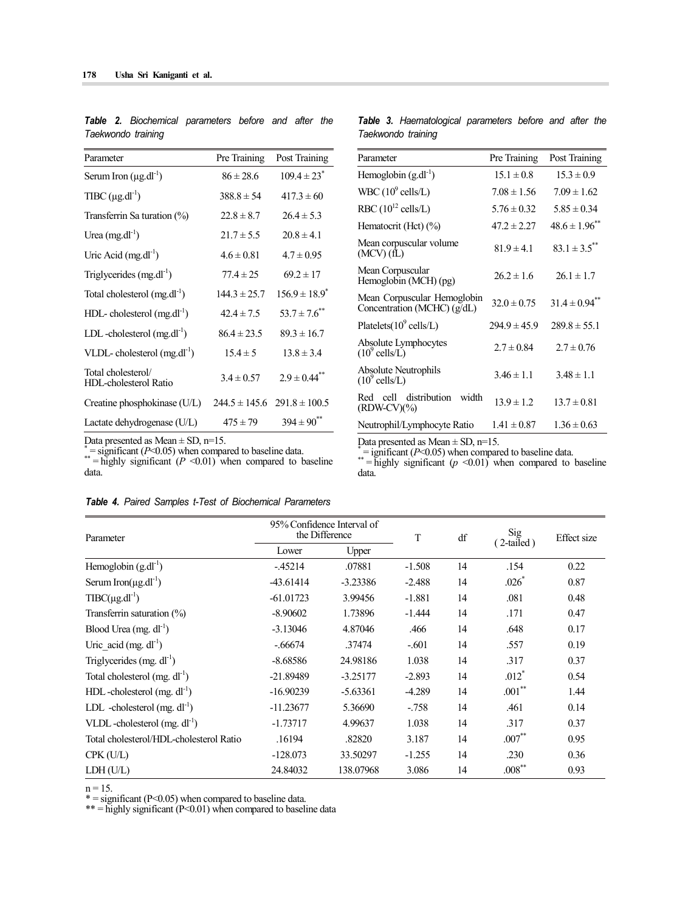***Table 2.*** *Biochemical parameters before and after the Taekwondo training*

| Parameter | Pre Training | Post Training |
|---|---|---|
| Serum Iron ($\mu g.dl^{-1}$) | 86 ± 28.6 | 109.4 ± 23* |
| TIBC ($\mu g.dl^{-1}$) | 388.8 ± 54 | 417.3 ± 60 |
| Transferrin Sa turation (%) | 22.8 ± 8.7 | 26.4 ± 5.3 |
| Urea ($mg.dl^{-1}$) | 21.7 ± 5.5 | 20.8 ± 4.1 |
| Uric Acid ($mg.dl^{-1}$) | 4.6 ± 0.81 | 4.7 ± 0.95 |
| Triglycerides ($mg.dl^{-1}$) | 77.4 ± 25 | 69.2 ± 17 |
| Total cholesterol ($mg.dl^{-1}$) | 144.3 ± 25.7 | 156.9 ± 18.9* |
| HDL- cholesterol ($mg.dl^{-1}$) | 42.4 ± 7.5 | 53.7 ± 7.6** |
| LDL -cholesterol ($mg.dl^{-1}$) | 86.4 ± 23.5 | 89.3 ± 16.7 |
| VLDL- cholesterol ($mg.dl^{-1}$) | 15.4 ± 5 | 13.8 ± 3.4 |
| Total cholesterol/ HDL-cholesterol Ratio | 3.4 ± 0.57 | 2.9 ± 0.44** |
| Creatine phosphokinase (U/L) | 244.5 ± 145.6 | 291.8 ± 100.5 |
| Lactate dehydrogenase (U/L) | 475 ± 79 | 394 ± 90** |

Data presented as Mean ± SD, n=15.
\* = significant ($P$<0.05) when compared to baseline data.
\*\* = highly significant ($P$ <0.01) when compared to baseline data.

***Table 3.*** *Haematological parameters before and after the Taekwondo training*

| Parameter | Pre Training | Post Training |
|---|---|---|
| Hemoglobin ($g.dl^{-1}$) | 15.1 ± 0.8 | 15.3 ± 0.9 |
| WBC ($10^9$ cells/L) | 7.08 ± 1.56 | 7.09 ± 1.62 |
| RBC ($10^{12}$ cells/L) | 5.76 ± 0.32 | 5.85 ± 0.34 |
| Hematocrit (Hct) (%) | 47.2 ± 2.27 | 48.6 ± 1.96** |
| Mean corpuscular volume (MCV) (fL) | 81.9 ± 4.1 | 83.1 ± 3.5** |
| Mean Corpuscular Hemoglobin (MCH) (pg) | 26.2 ± 1.6 | 26.1 ± 1.7 |
| Mean Corpuscular Hemoglobin Concentration (MCHC) (g/dL) | 32.0 ± 0.75 | 31.4 ± 0.94** |
| Platelets($10^9$ cells/L) | 294.9 ± 45.9 | 289.8 ± 55.1 |
| Absolute Lymphocytes ($10^9$ cells/L) | 2.7 ± 0.84 | 2.7 ± 0.76 |
| Absolute Neutrophils ($10^9$ cells/L) | 3.46 ± 1.1 | 3.48 ± 1.1 |
| Red cell distribution width (RDW-CV)(%) | 13.9 ± 1.2 | 13.7 ± 0.81 |
| Neutrophil/Lymphocyte Ratio | 1.41 ± 0.87 | 1.36 ± 0.63 |

Data presented as Mean ± SD, n=15.
\* = ignificant ($P$<0.05) when compared to baseline data.
\*\* = highly significant ($p$ <0.01) when compared to baseline data.

***Table 4.*** *Paired Samples t-Test of Biochemical Parameters*

| Parameter | 95% Confidence Interval of the Difference | | T | df | Sig (2-tailed) | Effect size |
|---|---|---|---|---|---|---|
| | Lower | Upper | | | | |
| Hemoglobin ($g.dl^{-1}$) | -.45214 | .07881 | -1.508 | 14 | .154 | 0.22 |
| Serum Iron($\mu g.dl^{-1}$) | -43.61414 | -3.23386 | -2.488 | 14 | .026* | 0.87 |
| TIBC($\mu g.dl^{-1}$) | -61.01723 | 3.99456 | -1.881 | 14 | .081 | 0.48 |
| Transferrin saturation (%) | -8.90602 | 1.73896 | -1.444 | 14 | .171 | 0.47 |
| Blood Urea ($mg. dl^{-1}$) | -3.13046 | 4.87046 | .466 | 14 | .648 | 0.17 |
| Uric_acid ($mg. dl^{-1}$) | -.66674 | .37474 | -.601 | 14 | .557 | 0.19 |
| Triglycerides ($mg. dl^{-1}$) | -8.68586 | 24.98186 | 1.038 | 14 | .317 | 0.37 |
| Total cholesterol ($mg. dl^{-1}$) | -21.89489 | -3.25177 | -2.893 | 14 | .012* | 0.54 |
| HDL -cholesterol ($mg. dl^{-1}$) | -16.90239 | -5.63361 | -4.289 | 14 | .001** | 1.44 |
| LDL -cholesterol ($mg. dl^{-1}$) | -11.23677 | 5.36690 | -.758 | 14 | .461 | 0.14 |
| VLDL -cholesterol ($mg. dl^{-1}$) | -1.73717 | 4.99637 | 1.038 | 14 | .317 | 0.37 |
| Total cholesterol/HDL-cholesterol Ratio | .16194 | .82820 | 3.187 | 14 | .007** | 0.95 |
| CPK (U/L) | -128.073 | 33.50297 | -1.255 | 14 | .230 | 0.36 |
| LDH (U/L) | 24.84032 | 138.07968 | 3.086 | 14 | .008** | 0.93 |

n = 15.
\* = significant (P<0.05) when compared to baseline data.
\*\* = highly significant (P<0.01) when compared to baseline data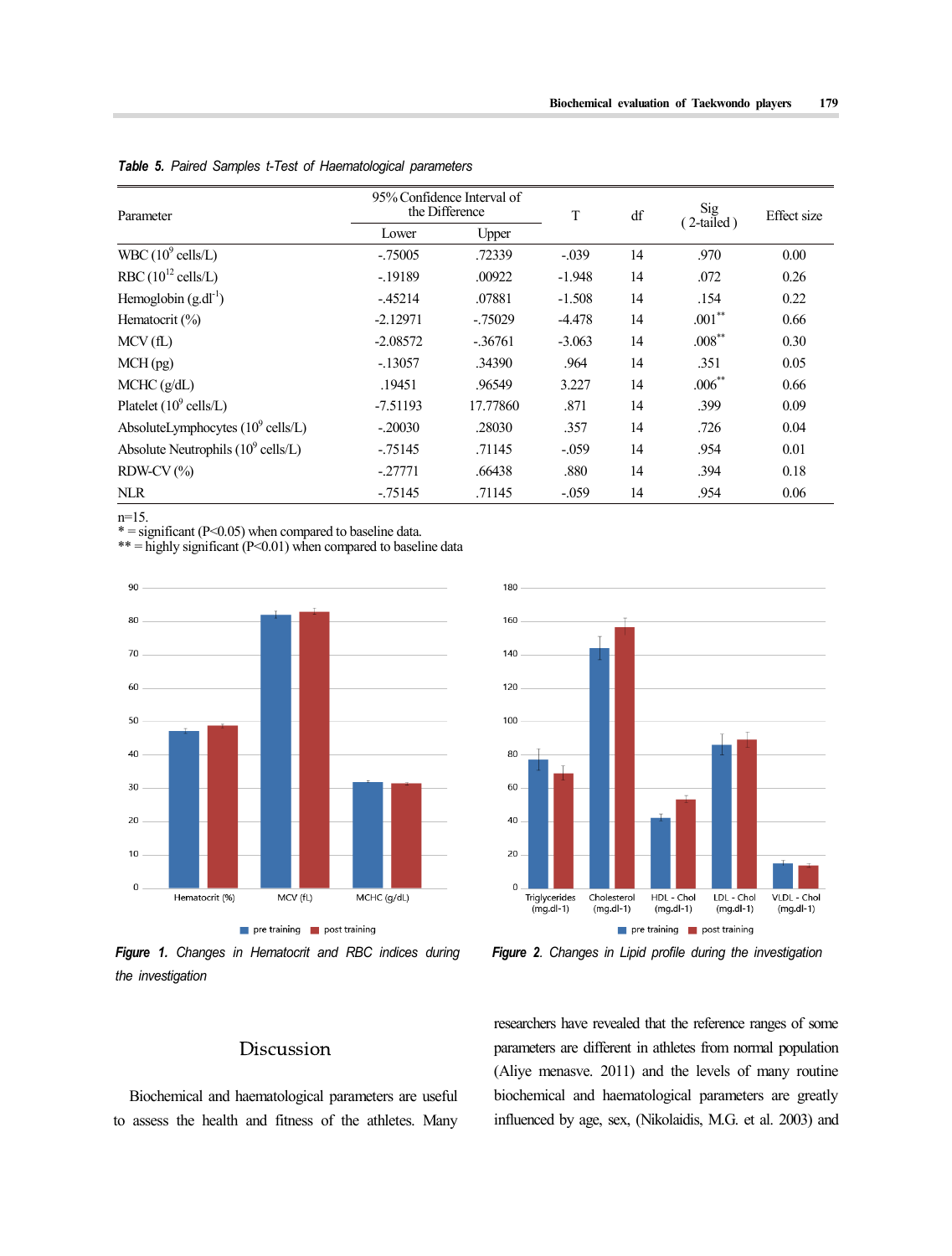*Table 5. Paired Samples t-Test of Haematological parameters*

| Parameter | 95% Confidence Interval of the Difference | | T | df | Sig (2-tailed) | Effect size |
|---|---|---|---|---|---|---|
| | Lower | Upper | | | | |
| WBC ($10^9$ cells/L) | -.75005 | .72339 | -.039 | 14 | .970 | 0.00 |
| RBC ($10^{12}$ cells/L) | -.19189 | .00922 | -1.948 | 14 | .072 | 0.26 |
| Hemoglobin ($g.dl^{-1}$) | -.45214 | .07881 | -1.508 | 14 | .154 | 0.22 |
| Hematocrit (%) | -2.12971 | -.75029 | -4.478 | 14 | .001** | 0.66 |
| MCV (fL) | -2.08572 | -.36761 | -3.063 | 14 | .008** | 0.30 |
| MCH (pg) | -.13057 | .34390 | .964 | 14 | .351 | 0.05 |
| MCHC (g/dL) | .19451 | .96549 | 3.227 | 14 | .006** | 0.66 |
| Platelet ($10^9$ cells/L) | -7.51193 | 17.77860 | .871 | 14 | .399 | 0.09 |
| AbsoluteLymphocytes ($10^9$ cells/L) | -.20030 | .28030 | .357 | 14 | .726 | 0.04 |
| Absolute Neutrophils ($10^9$ cells/L) | -.75145 | .71145 | -.059 | 14 | .954 | 0.01 |
| RDW-CV (%) | -.27771 | .66438 | .880 | 14 | .394 | 0.18 |
| NLR | -.75145 | .71145 | -.059 | 14 | .954 | 0.06 |

n=15.
* = significant (P<0.05) when compared to baseline data.
** = highly significant (P<0.01) when compared to baseline data

*Figure 1. Changes in Hematocrit and RBC indices during the investigation*

*Figure 2. Changes in Lipid profile during the investigation*

## Discussion

Biochemical and haematological parameters are useful to assess the health and fitness of the athletes. Many researchers have revealed that the reference ranges of some parameters are different in athletes from normal population (Aliye menasve. 2011) and the levels of many routine biochemical and haematological parameters are greatly influenced by age, sex, (Nikolaidis, M.G. et al. 2003) and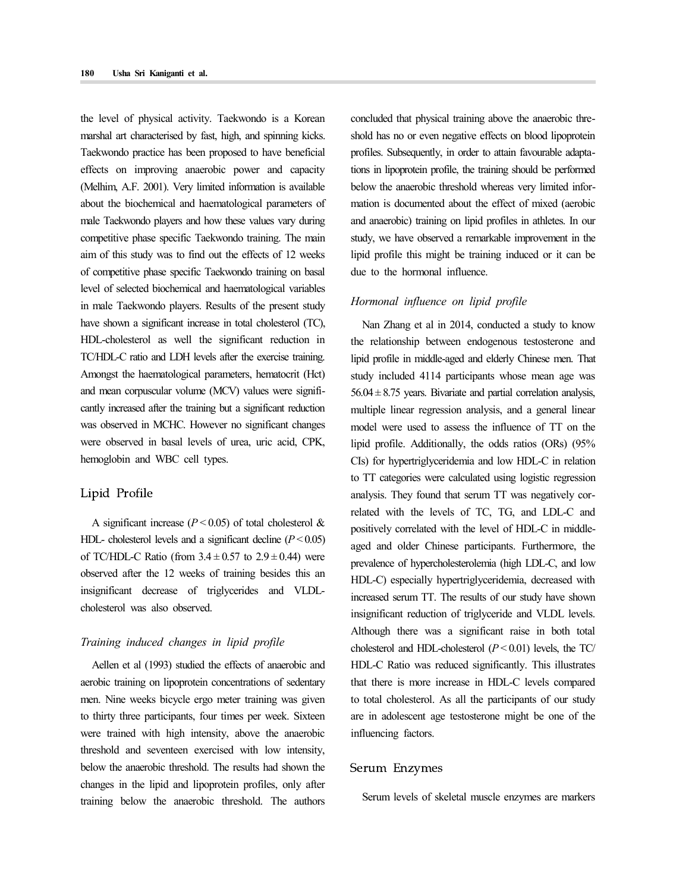the level of physical activity. Taekwondo is a Korean marshal art characterised by fast, high, and spinning kicks. Taekwondo practice has been proposed to have beneficial effects on improving anaerobic power and capacity (Melhim, A.F. 2001). Very limited information is available about the biochemical and haematological parameters of male Taekwondo players and how these values vary during competitive phase specific Taekwondo training. The main aim of this study was to find out the effects of 12 weeks of competitive phase specific Taekwondo training on basal level of selected biochemical and haematological variables in male Taekwondo players. Results of the present study have shown a significant increase in total cholesterol (TC), HDL-cholesterol as well the significant reduction in TC/HDL-C ratio and LDH levels after the exercise training. Amongst the haematological parameters, hematocrit (Hct) and mean corpuscular volume (MCV) values were significantly increased after the training but a significant reduction was observed in MCHC. However no significant changes were observed in basal levels of urea, uric acid, CPK, hemoglobin and WBC cell types.

## Lipid Profile

A significant increase ($P < 0.05$) of total cholesterol & HDL- cholesterol levels and a significant decline ($P < 0.05$) of TC/HDL-C Ratio (from $3.4 \pm 0.57$ to $2.9 \pm 0.44$) were observed after the 12 weeks of training besides this an insignificant decrease of triglycerides and VLDL-cholesterol was also observed.

### *Training induced changes in lipid profile*

Aellen et al (1993) studied the effects of anaerobic and aerobic training on lipoprotein concentrations of sedentary men. Nine weeks bicycle ergo meter training was given to thirty three participants, four times per week. Sixteen were trained with high intensity, above the anaerobic threshold and seventeen exercised with low intensity, below the anaerobic threshold. The results had shown the changes in the lipid and lipoprotein profiles, only after training below the anaerobic threshold. The authors concluded that physical training above the anaerobic threshold has no or even negative effects on blood lipoprotein profiles. Subsequently, in order to attain favourable adaptations in lipoprotein profile, the training should be performed below the anaerobic threshold whereas very limited information is documented about the effect of mixed (aerobic and anaerobic) training on lipid profiles in athletes. In our study, we have observed a remarkable improvement in the lipid profile this might be training induced or it can be due to the hormonal influence.

### *Hormonal influence on lipid profile*

Nan Zhang et al in 2014, conducted a study to know the relationship between endogenous testosterone and lipid profile in middle-aged and elderly Chinese men. That study included 4114 participants whose mean age was $56.04 \pm 8.75$ years. Bivariate and partial correlation analysis, multiple linear regression analysis, and a general linear model were used to assess the influence of TT on the lipid profile. Additionally, the odds ratios (ORs) (95% CIs) for hypertriglyceridemia and low HDL-C in relation to TT categories were calculated using logistic regression analysis. They found that serum TT was negatively correlated with the levels of TC, TG, and LDL-C and positively correlated with the level of HDL-C in middle-aged and older Chinese participants. Furthermore, the prevalence of hypercholesterolemia (high LDL-C, and low HDL-C) especially hypertriglyceridemia, decreased with increased serum TT. The results of our study have shown insignificant reduction of triglyceride and VLDL levels. Although there was a significant raise in both total cholesterol and HDL-cholesterol ($P < 0.01$) levels, the TC/HDL-C Ratio was reduced significantly. This illustrates that there is more increase in HDL-C levels compared to total cholesterol. As all the participants of our study are in adolescent age testosterone might be one of the influencing factors.

## Serum Enzymes

Serum levels of skeletal muscle enzymes are markers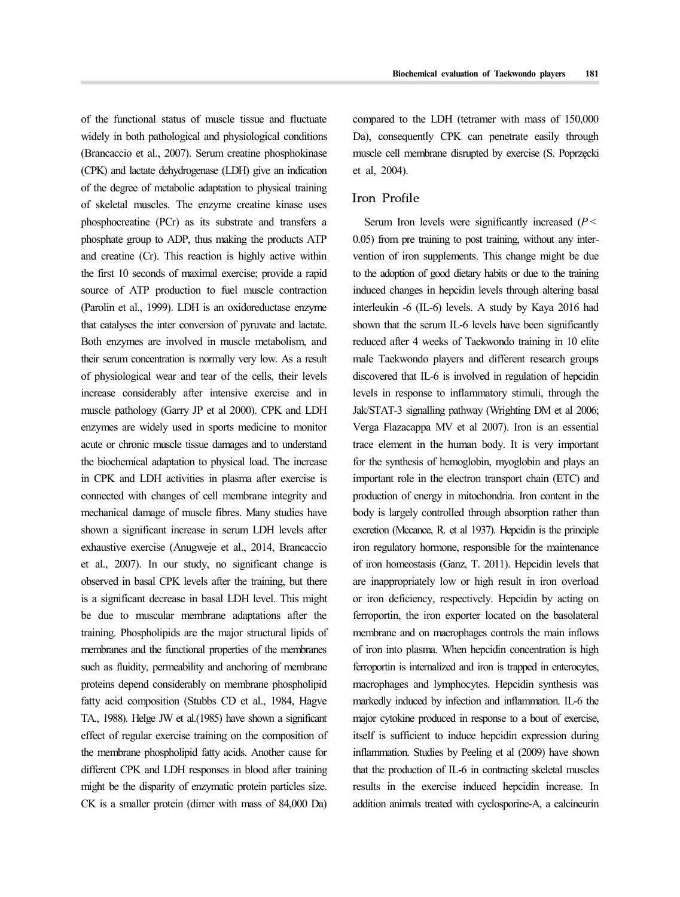of the functional status of muscle tissue and fluctuate widely in both pathological and physiological conditions (Brancaccio et al., 2007). Serum creatine phosphokinase (CPK) and lactate dehydrogenase (LDH) give an indication of the degree of metabolic adaptation to physical training of skeletal muscles. The enzyme creatine kinase uses phosphocreatine (PCr) as its substrate and transfers a phosphate group to ADP, thus making the products ATP and creatine (Cr). This reaction is highly active within the first 10 seconds of maximal exercise; provide a rapid source of ATP production to fuel muscle contraction (Parolin et al., 1999). LDH is an oxidoreductase enzyme that catalyses the inter conversion of pyruvate and lactate. Both enzymes are involved in muscle metabolism, and their serum concentration is normally very low. As a result of physiological wear and tear of the cells, their levels increase considerably after intensive exercise and in muscle pathology (Garry JP et al 2000). CPK and LDH enzymes are widely used in sports medicine to monitor acute or chronic muscle tissue damages and to understand the biochemical adaptation to physical load. The increase in CPK and LDH activities in plasma after exercise is connected with changes of cell membrane integrity and mechanical damage of muscle fibres. Many studies have shown a significant increase in serum LDH levels after exhaustive exercise (Anugweje et al., 2014, Brancaccio et al., 2007). In our study, no significant change is observed in basal CPK levels after the training, but there is a significant decrease in basal LDH level. This might be due to muscular membrane adaptations after the training. Phospholipids are the major structural lipids of membranes and the functional properties of the membranes such as fluidity, permeability and anchoring of membrane proteins depend considerably on membrane phospholipid fatty acid composition (Stubbs CD et al., 1984, Hagve TA., 1988). Helge JW et al.(1985) have shown a significant effect of regular exercise training on the composition of the membrane phospholipid fatty acids. Another cause for different CPK and LDH responses in blood after training might be the disparity of enzymatic protein particles size. CK is a smaller protein (dimer with mass of 84,000 Da) compared to the LDH (tetramer with mass of 150,000 Da), consequently CPK can penetrate easily through muscle cell membrane disrupted by exercise (S. Poprzęcki et al, 2004).

## Iron Profile

Serum Iron levels were significantly increased ($P < 0.05$) from pre training to post training, without any intervention of iron supplements. This change might be due to the adoption of good dietary habits or due to the training induced changes in hepcidin levels through altering basal interleukin -6 (IL-6) levels. A study by Kaya 2016 had shown that the serum IL-6 levels have been significantly reduced after 4 weeks of Taekwondo training in 10 elite male Taekwondo players and different research groups discovered that IL-6 is involved in regulation of hepcidin levels in response to inflammatory stimuli, through the Jak/STAT-3 signalling pathway (Wrighting DM et al 2006; Verga Flazacappa MV et al 2007). Iron is an essential trace element in the human body. It is very important for the synthesis of hemoglobin, myoglobin and plays an important role in the electron transport chain (ETC) and production of energy in mitochondria. Iron content in the body is largely controlled through absorption rather than excretion (Mccance, R. et al 1937). Hepcidin is the principle iron regulatory hormone, responsible for the maintenance of iron homeostasis (Ganz, T. 2011). Hepcidin levels that are inappropriately low or high result in iron overload or iron deficiency, respectively. Hepcidin by acting on ferroportin, the iron exporter located on the basolateral membrane and on macrophages controls the main inflows of iron into plasma. When hepcidin concentration is high ferroportin is internalized and iron is trapped in enterocytes, macrophages and lymphocytes. Hepcidin synthesis was markedly induced by infection and inflammation. IL-6 the major cytokine produced in response to a bout of exercise, itself is sufficient to induce hepcidin expression during inflammation. Studies by Peeling et al (2009) have shown that the production of IL-6 in contracting skeletal muscles results in the exercise induced hepcidin increase. In addition animals treated with cyclosporine-A, a calcineurin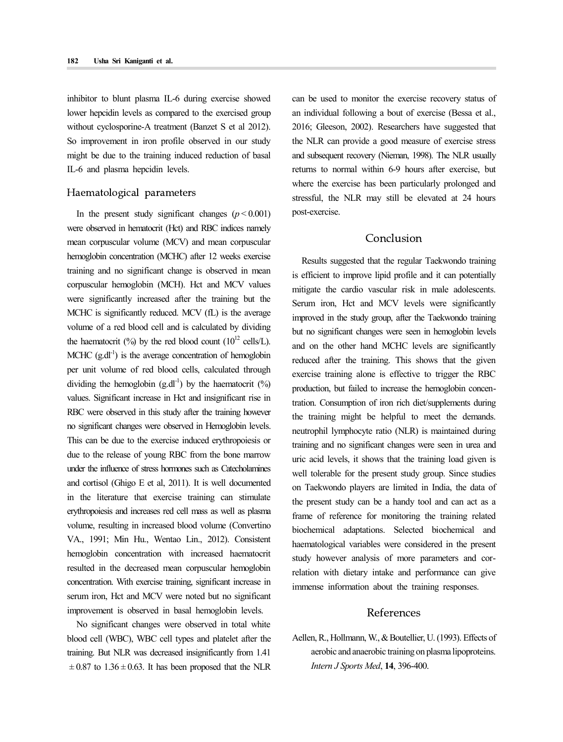inhibitor to blunt plasma IL-6 during exercise showed lower hepcidin levels as compared to the exercised group without cyclosporine-A treatment (Banzet S et al 2012). So improvement in iron profile observed in our study might be due to the training induced reduction of basal IL-6 and plasma hepcidin levels.

## Haematological parameters

In the present study significant changes ($p < 0.001$) were observed in hematocrit (Hct) and RBC indices namely mean corpuscular volume (MCV) and mean corpuscular hemoglobin concentration (MCHC) after 12 weeks exercise training and no significant change is observed in mean corpuscular hemoglobin (MCH). Hct and MCV values were significantly increased after the training but the MCHC is significantly reduced. MCV (fL) is the average volume of a red blood cell and is calculated by dividing the haematocrit (%) by the red blood count ($10^{12}$ cells/L). MCHC ($g.dl^{-1}$) is the average concentration of hemoglobin per unit volume of red blood cells, calculated through dividing the hemoglobin ($g.dl^{-1}$) by the haematocrit (%) values. Significant increase in Hct and insignificant rise in RBC were observed in this study after the training however no significant changes were observed in Hemoglobin levels. This can be due to the exercise induced erythropoiesis or due to the release of young RBC from the bone marrow under the influence of stress hormones such as Catecholamines and cortisol (Ghigo E et al, 2011). It is well documented in the literature that exercise training can stimulate erythropoiesis and increases red cell mass as well as plasma volume, resulting in increased blood volume (Convertino VA., 1991; Min Hu., Wentao Lin., 2012). Consistent hemoglobin concentration with increased haematocrit resulted in the decreased mean corpuscular hemoglobin concentration. With exercise training, significant increase in serum iron, Hct and MCV were noted but no significant improvement is observed in basal hemoglobin levels.

No significant changes were observed in total white blood cell (WBC), WBC cell types and platelet after the training. But NLR was decreased insignificantly from 1.41 $\pm$ 0.87 to 1.36 $\pm$ 0.63. It has been proposed that the NLR can be used to monitor the exercise recovery status of an individual following a bout of exercise (Bessa et al., 2016; Gleeson, 2002). Researchers have suggested that the NLR can provide a good measure of exercise stress and subsequent recovery (Nieman, 1998). The NLR usually returns to normal within 6-9 hours after exercise, but where the exercise has been particularly prolonged and stressful, the NLR may still be elevated at 24 hours post-exercise.

# Conclusion

Results suggested that the regular Taekwondo training is efficient to improve lipid profile and it can potentially mitigate the cardio vascular risk in male adolescents. Serum iron, Hct and MCV levels were significantly improved in the study group, after the Taekwondo training but no significant changes were seen in hemoglobin levels and on the other hand MCHC levels are significantly reduced after the training. This shows that the given exercise training alone is effective to trigger the RBC production, but failed to increase the hemoglobin concentration. Consumption of iron rich diet/supplements during the training might be helpful to meet the demands. neutrophil lymphocyte ratio (NLR) is maintained during training and no significant changes were seen in urea and uric acid levels, it shows that the training load given is well tolerable for the present study group. Since studies on Taekwondo players are limited in India, the data of the present study can be a handy tool and can act as a frame of reference for monitoring the training related biochemical adaptations. Selected biochemical and haematological variables were considered in the present study however analysis of more parameters and correlation with dietary intake and performance can give immense information about the training responses.

# References

Aellen, R., Hollmann, W., & Boutellier, U. (1993). Effects of aerobic and anaerobic training on plasma lipoproteins. *Intern J Sports Med*, **14**, 396-400.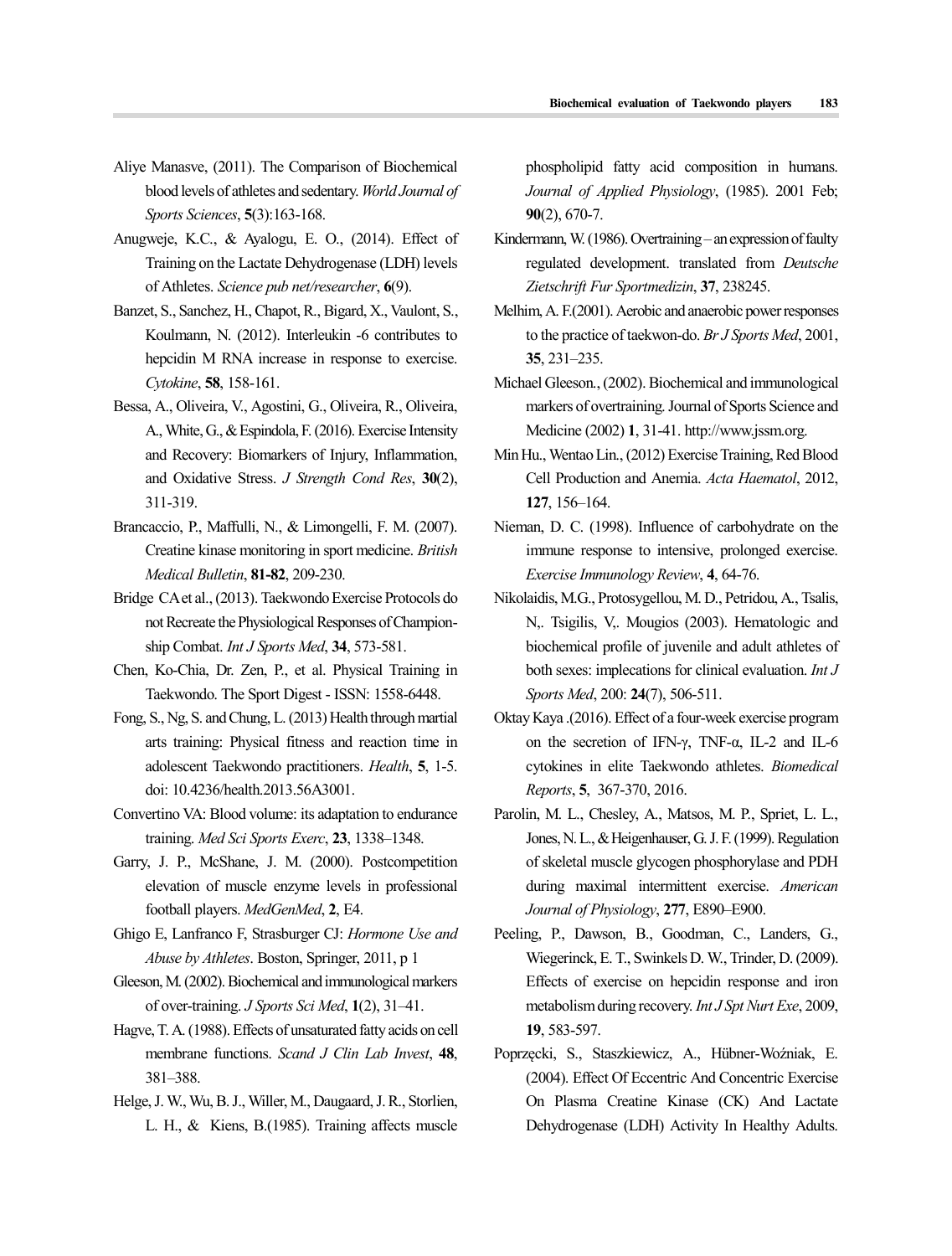Aliye Manasve, (2011). The Comparison of Biochemical blood levels of athletes and sedentary. *World Journal of Sports Sciences*, **5**(3):163-168.

Anugweje, K.C., & Ayalogu, E. O., (2014). Effect of Training on the Lactate Dehydrogenase (LDH) levels of Athletes. *Science pub net/researcher*, **6**(9).

Banzet, S., Sanchez, H., Chapot, R., Bigard, X., Vaulont, S., Koulmann, N. (2012). Interleukin -6 contributes to hepcidin M RNA increase in response to exercise. *Cytokine*, **58**, 158-161.

Bessa, A., Oliveira, V., Agostini, G., Oliveira, R., Oliveira, A., White, G., & Espindola, F. (2016). Exercise Intensity and Recovery: Biomarkers of Injury, Inflammation, and Oxidative Stress. *J Strength Cond Res*, **30**(2), 311-319.

Brancaccio, P., Maffulli, N., & Limongelli, F. M. (2007). Creatine kinase monitoring in sport medicine. *British Medical Bulletin*, **81-82**, 209-230.

Bridge CA et al., (2013). Taekwondo Exercise Protocols do not Recreate the Physiological Responses of Championship Combat. *Int J Sports Med*, **34**, 573-581.

Chen, Ko-Chia, Dr. Zen, P., et al. Physical Training in Taekwondo. The Sport Digest - ISSN: 1558-6448.

Fong, S., Ng, S. and Chung, L. (2013) Health through martial arts training: Physical fitness and reaction time in adolescent Taekwondo practitioners. *Health*, **5**, 1-5. doi: 10.4236/health.2013.56A3001.

Convertino VA: Blood volume: its adaptation to endurance training. *Med Sci Sports Exerc*, **23**, 1338–1348.

Garry, J. P., McShane, J. M. (2000). Postcompetition elevation of muscle enzyme levels in professional football players. *MedGenMed*, **2**, E4.

Ghigo E, Lanfranco F, Strasburger CJ: *Hormone Use and Abuse by Athletes*. Boston, Springer, 2011, p 1

Gleeson, M. (2002). Biochemical and immunological markers of over-training. *J Sports Sci Med*, **1**(2), 31–41.

Hagve, T. A. (1988). Effects of unsaturated fatty acids on cell membrane functions. *Scand J Clin Lab Invest*, **48**, 381–388.

Helge, J. W., Wu, B. J., Willer, M., Daugaard, J. R., Storlien, L. H., & Kiens, B.(1985). Training affects muscle phospholipid fatty acid composition in humans. *Journal of Applied Physiology*, (1985). 2001 Feb; **90**(2), 670-7.

Kindermann, W. (1986). Overtraining – an expression of faulty regulated development. translated from *Deutsche Zietschrift Fur Sportmedizin*, **37**, 238245.

Melhim, A. F.(2001). Aerobic and anaerobic power responses to the practice of taekwon-do. *Br J Sports Med*, 2001, **35**, 231–235.

Michael Gleeson., (2002). Biochemical and immunological markers of overtraining. Journal of Sports Science and Medicine (2002) **1**, 31-41. http://www.jssm.org.

Min Hu., Wentao Lin., (2012) Exercise Training, Red Blood Cell Production and Anemia. *Acta Haematol*, 2012, **127**, 156–164.

Nieman, D. C. (1998). Influence of carbohydrate on the immune response to intensive, prolonged exercise. *Exercise Immunology Review*, **4**, 64-76.

Nikolaidis, M.G., Protosygellou, M. D., Petridou, A., Tsalis, N,. Tsigilis, V,. Mougios (2003). Hematologic and biochemical profile of juvenile and adult athletes of both sexes: implecations for clinical evaluation. *Int J Sports Med*, 200: **24**(7), 506-511.

Oktay Kaya .(2016). Effect of a four-week exercise program on the secretion of IFN-γ, TNF-α, IL-2 and IL-6 cytokines in elite Taekwondo athletes. *Biomedical Reports*, **5**, 367-370, 2016.

Parolin, M. L., Chesley, A., Matsos, M. P., Spriet, L. L., Jones, N. L., & Heigenhauser, G. J. F. (1999). Regulation of skeletal muscle glycogen phosphorylase and PDH during maximal intermittent exercise. *American Journal of Physiology*, **277**, E890–E900.

Peeling, P., Dawson, B., Goodman, C., Landers, G., Wiegerinck, E. T., Swinkels D. W., Trinder, D. (2009). Effects of exercise on hepcidin response and iron metabolism during recovery. *Int J Spt Nurt Exe*, 2009, **19**, 583-597.

Poprzęcki, S., Staszkiewicz, A., Hübner-Woźniak, E. (2004). Effect Of Eccentric And Concentric Exercise On Plasma Creatine Kinase (CK) And Lactate Dehydrogenase (LDH) Activity In Healthy Adults.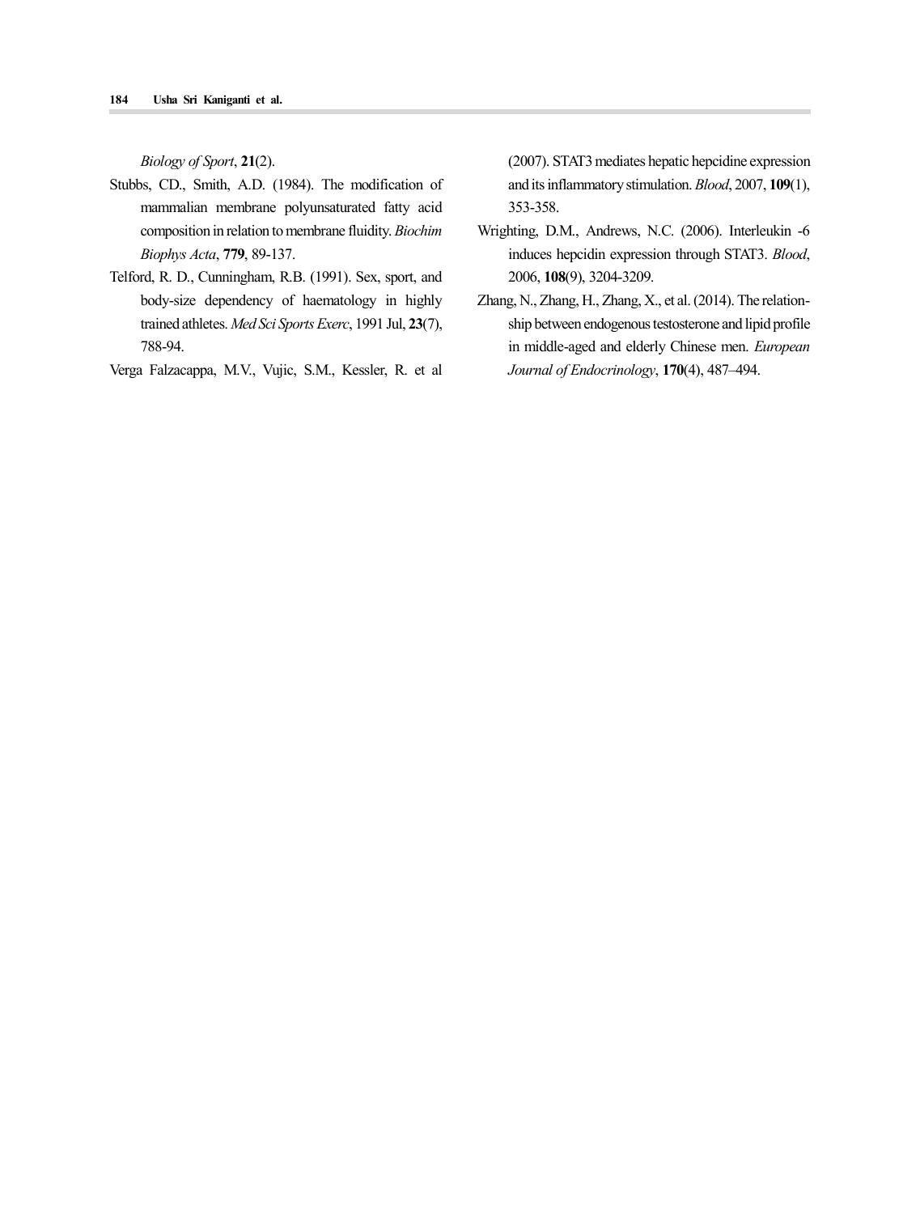*Biology of Sport*, **21**(2).

Stubbs, CD., Smith, A.D. (1984). The modification of mammalian membrane polyunsaturated fatty acid composition in relation to membrane fluidity. *Biochim Biophys Acta*, **779**, 89-137.

Telford, R. D., Cunningham, R.B. (1991). Sex, sport, and body-size dependency of haematology in highly trained athletes. *Med Sci Sports Exerc*, 1991 Jul, **23**(7), 788-94.

Verga Falzacappa, M.V., Vujic, S.M., Kessler, R. et al (2007). STAT3 mediates hepatic hepcidine expression and its inflammatory stimulation. *Blood*, 2007, **109**(1), 353-358.

Wrighting, D.M., Andrews, N.C. (2006). Interleukin -6 induces hepcidin expression through STAT3. *Blood*, 2006, **108**(9), 3204-3209.

Zhang, N., Zhang, H., Zhang, X., et al. (2014). The relationship between endogenous testosterone and lipid profile in middle-aged and elderly Chinese men. *European Journal of Endocrinology*, **170**(4), 487–494.